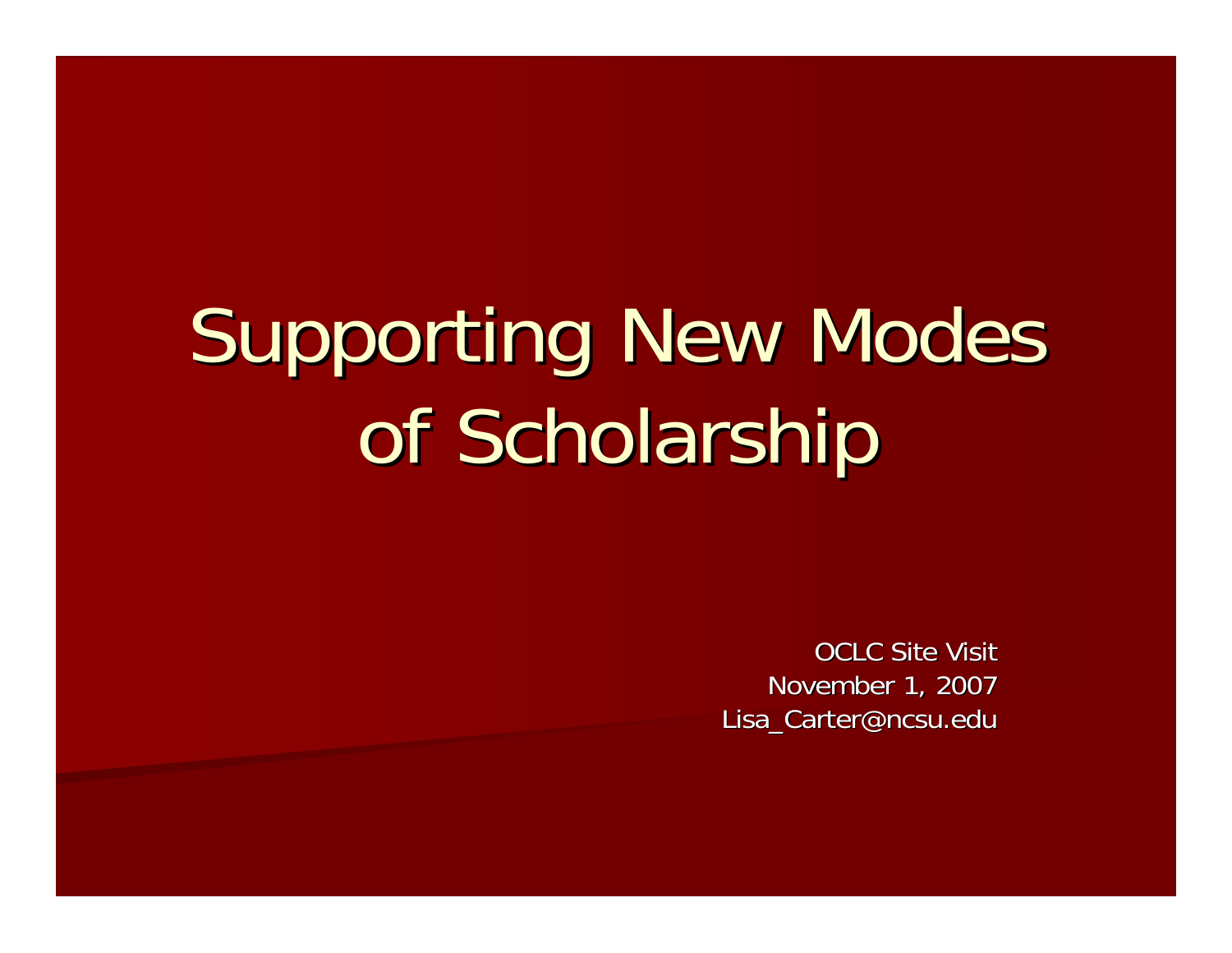# Supporting New Modes of Scholarship

OCLC Site Visit
November 1, 2007
Lisa_Carter@ncsu.edu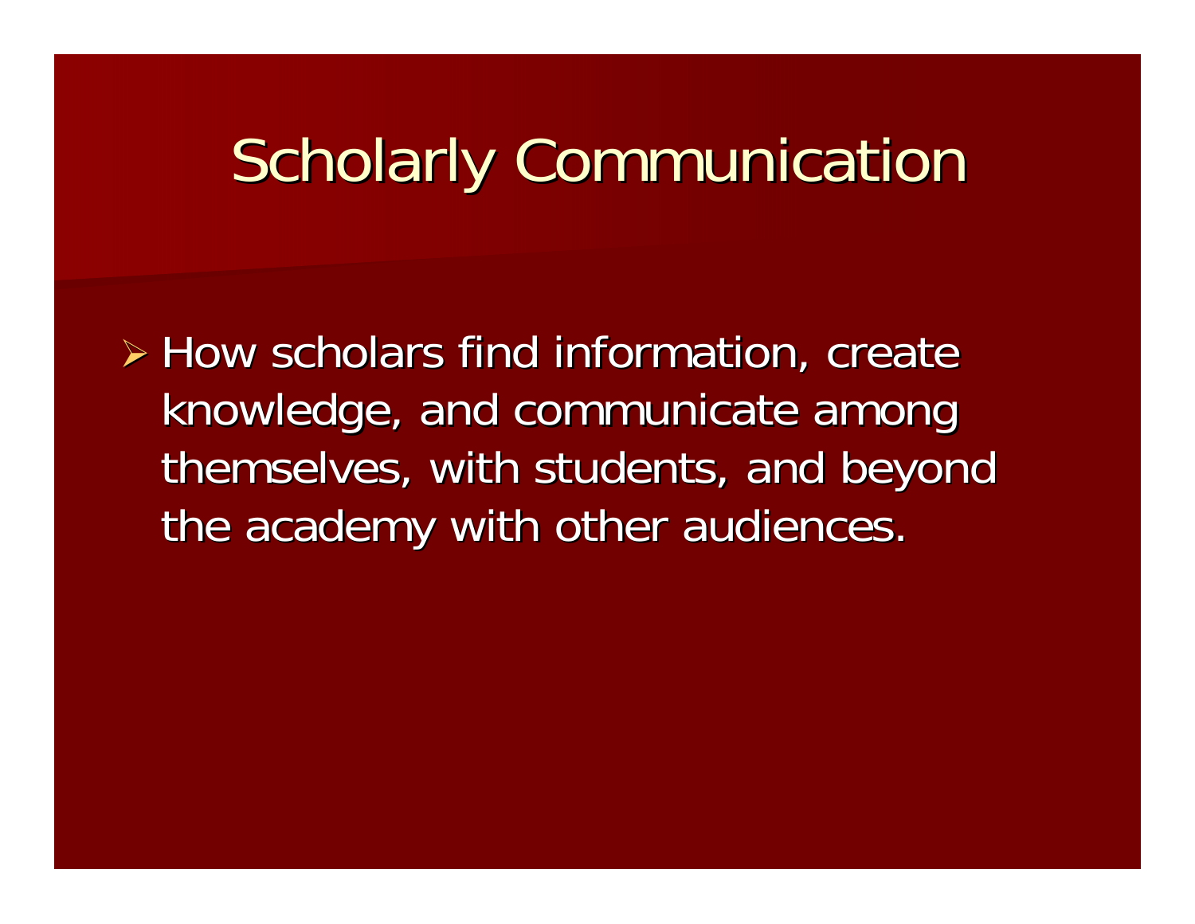# Scholarly Communication

- How scholars find information, create knowledge, and communicate among themselves, with students, and beyond the academy with other audiences.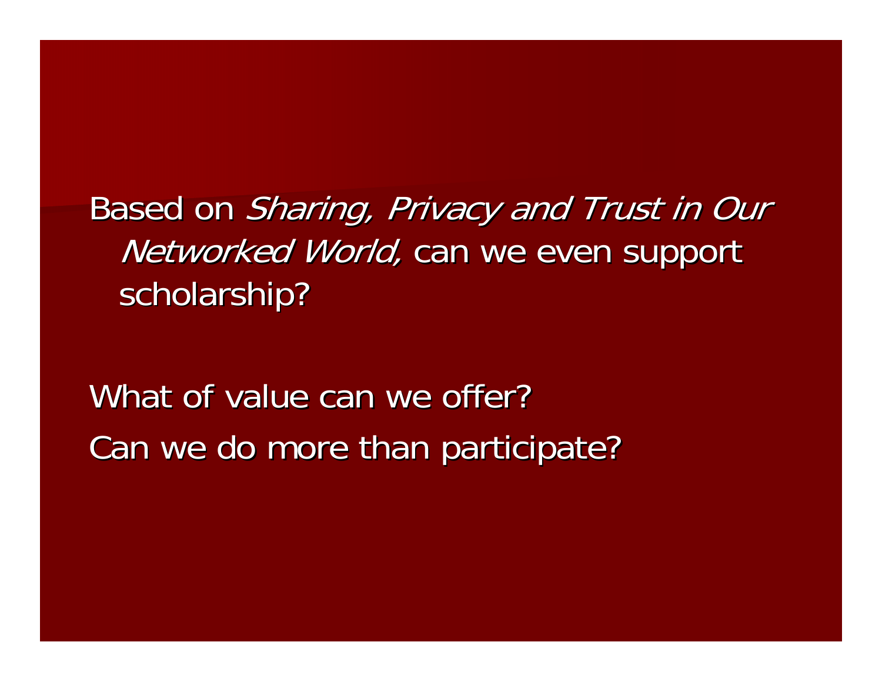Based on *Sharing, Privacy and Trust in Our Networked World,* can we even support scholarship?

What of value can we offer?

Can we do more than participate?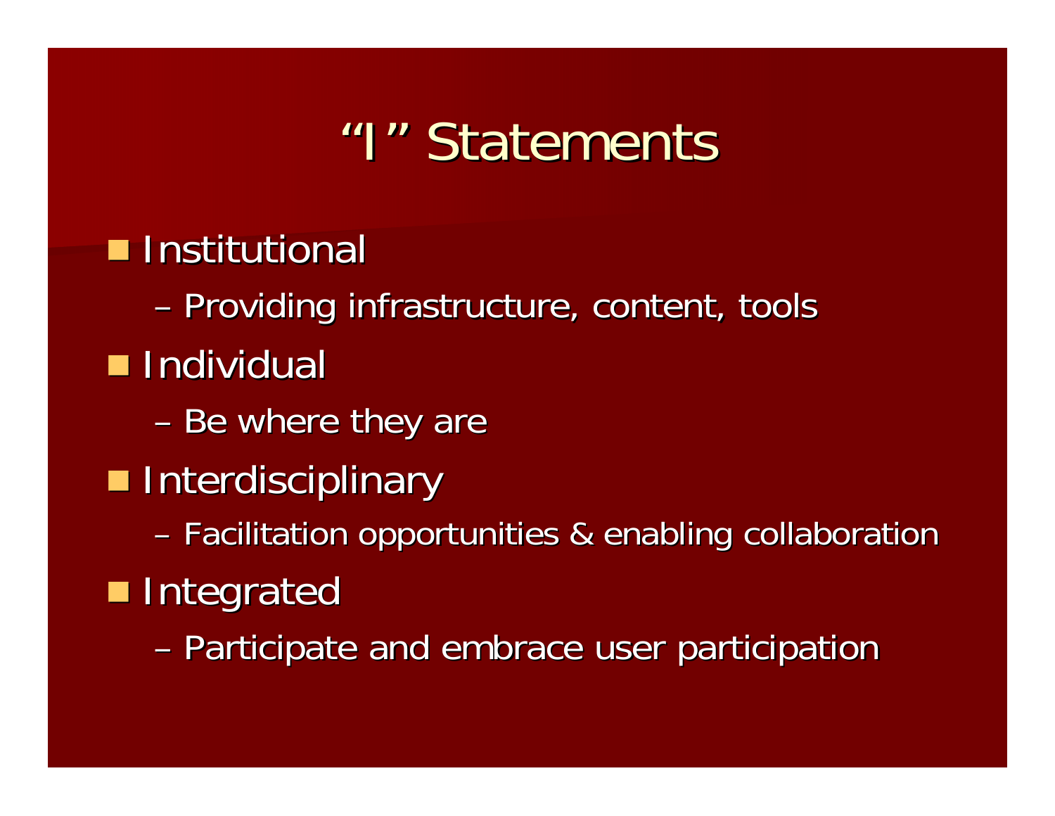# "I" Statements

- Institutional
  - Providing infrastructure, content, tools
- Individual
  - Be where they are
- Interdisciplinary
  - Facilitation opportunities & enabling collaboration
- Integrated
  - Participate and embrace user participation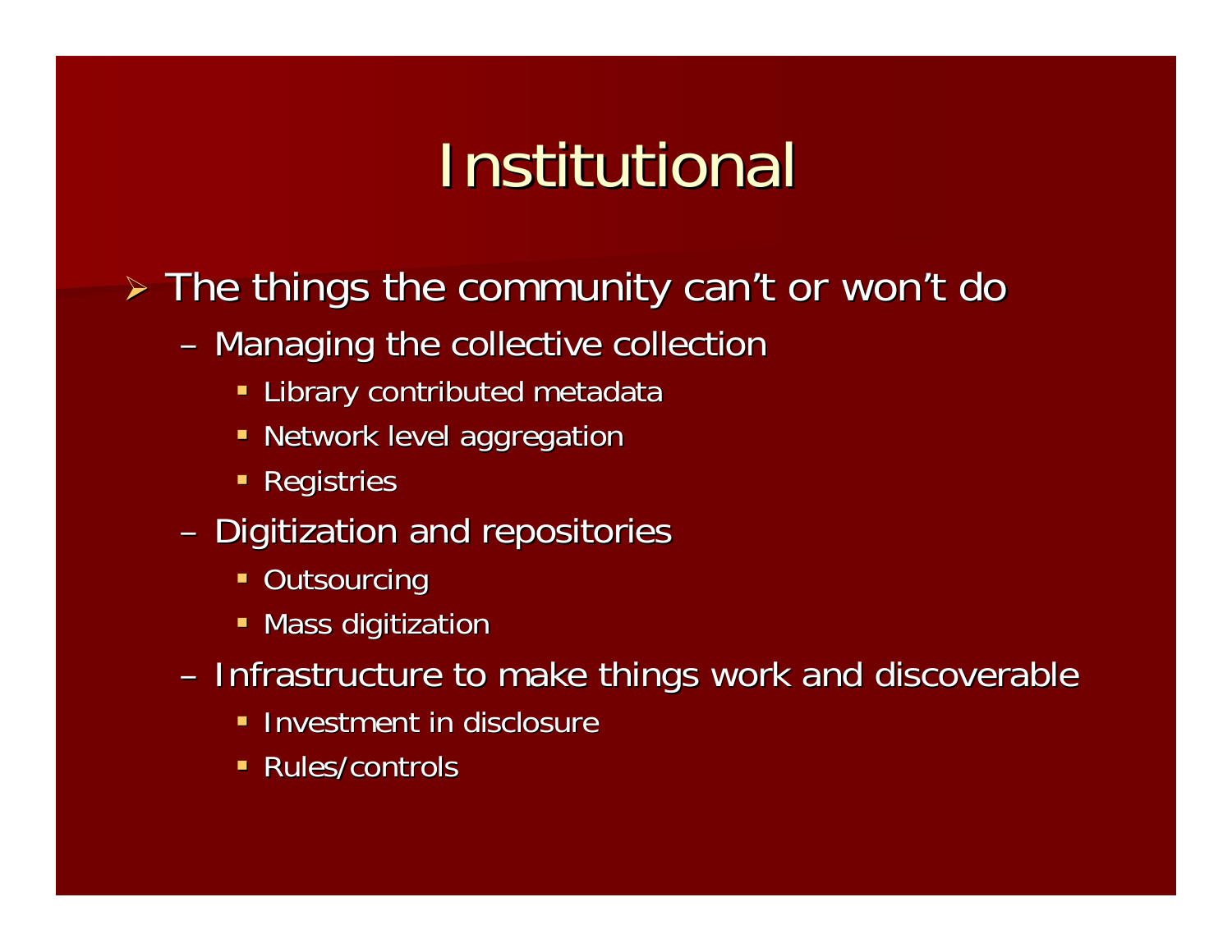# Institutional

- The things the community can't or won't do
  - Managing the collective collection
    - Library contributed metadata
    - Network level aggregation
    - Registries
  - Digitization and repositories
    - Outsourcing
    - Mass digitization
  - Infrastructure to make things work and discoverable
    - Investment in disclosure
    - Rules/controls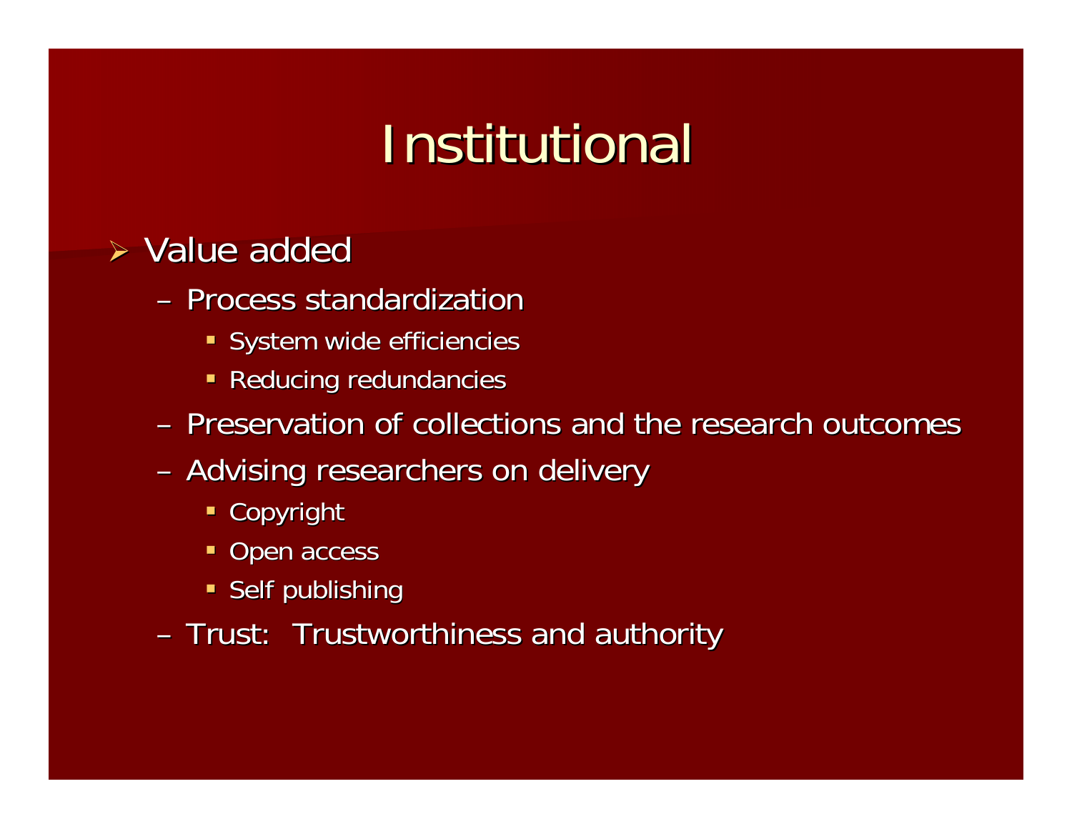# Institutional

- Value added
  - Process standardization
    - System wide efficiencies
    - Reducing redundancies
  - Preservation of collections and the research outcomes
  - Advising researchers on delivery
    - Copyright
    - Open access
    - Self publishing
  - Trust: Trustworthiness and authority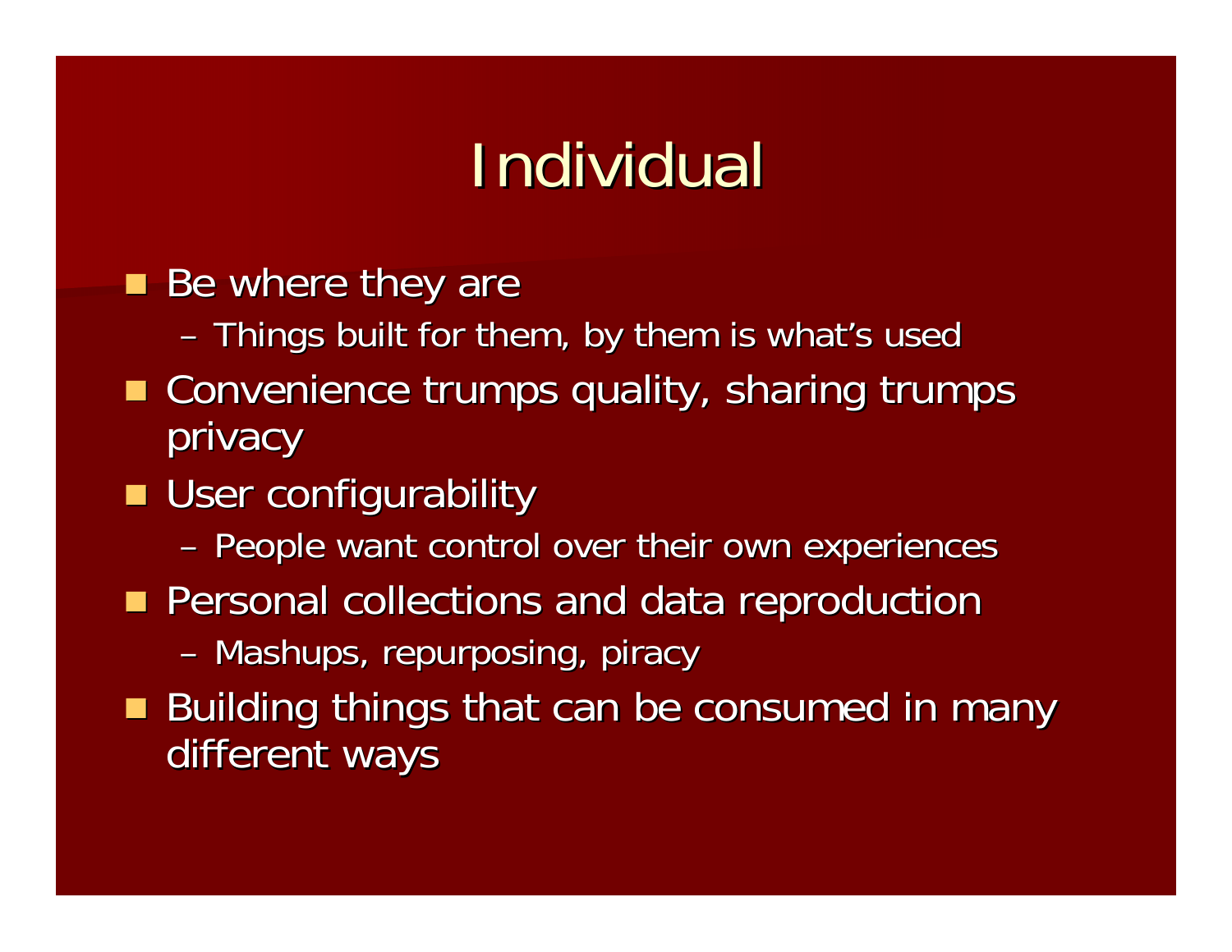# Individual

- Be where they are
  - Things built for them, by them is what's used
- Convenience trumps quality, sharing trumps privacy
- User configurability
  - People want control over their own experiences
- Personal collections and data reproduction
  - Mashups, repurposing, piracy
- Building things that can be consumed in many different ways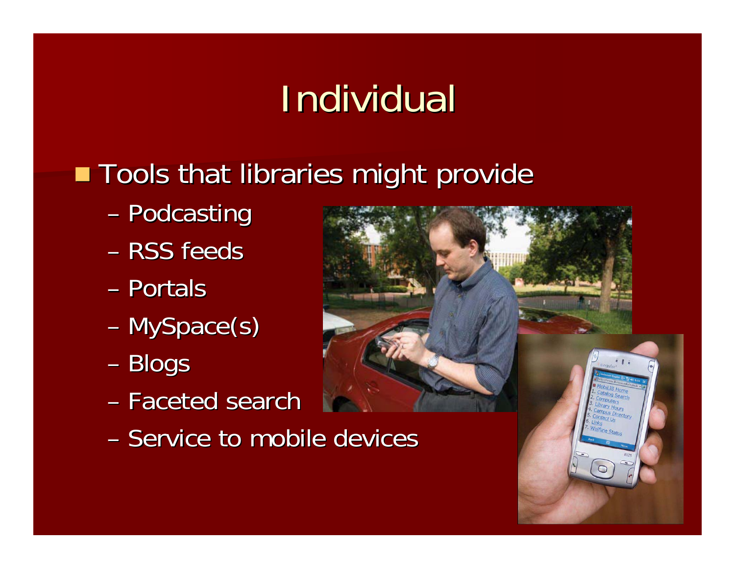# Individual

- Tools that libraries might provide
  - Podcasting
  - RSS feeds
  - Portals
  - MySpace(s)
  - Blogs
  - Faceted search
  - Service to mobile devices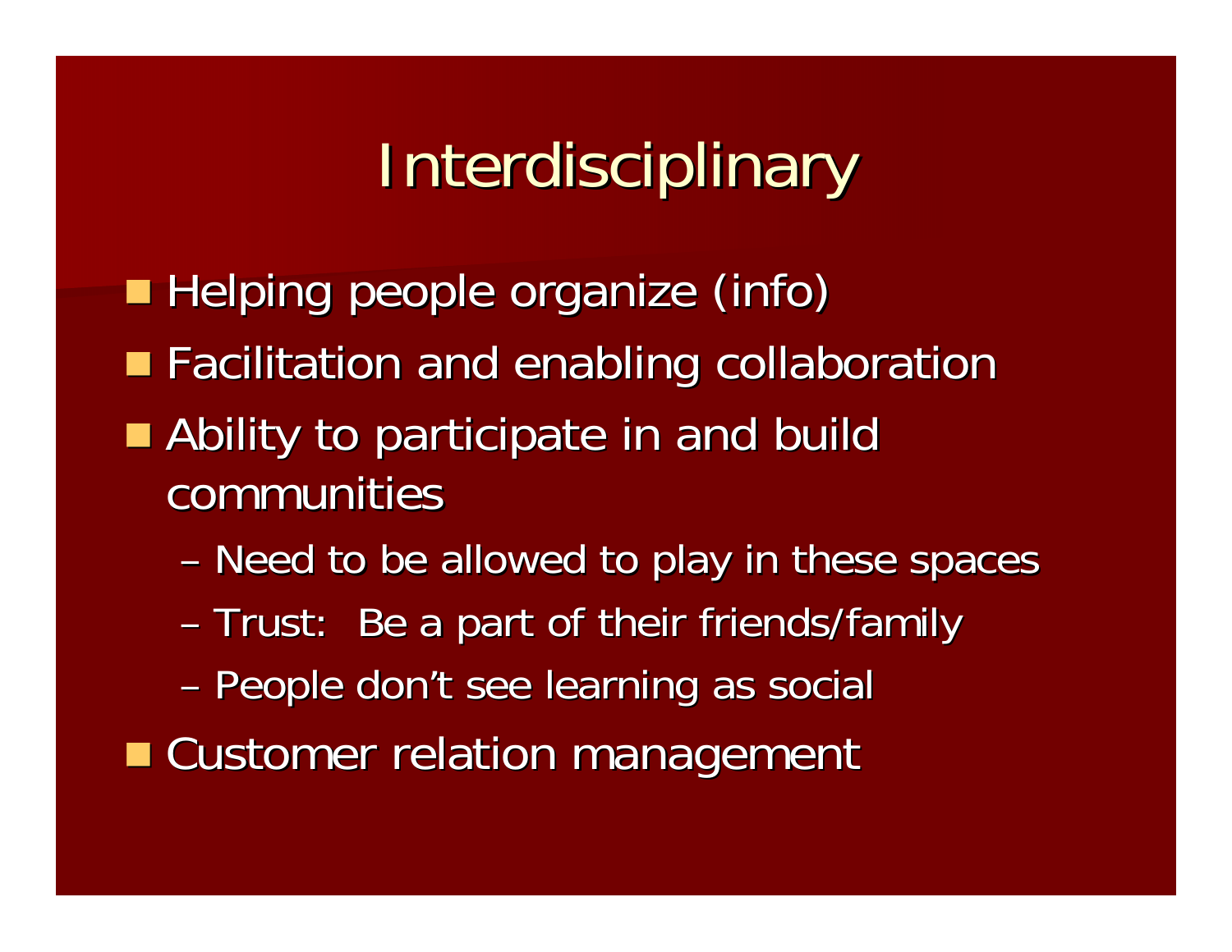# Interdisciplinary

- Helping people organize (info)
- Facilitation and enabling collaboration
- Ability to participate in and build communities
  - Need to be allowed to play in these spaces
  - Trust: Be a part of their friends/family
  - People don't see learning as social
- Customer relation management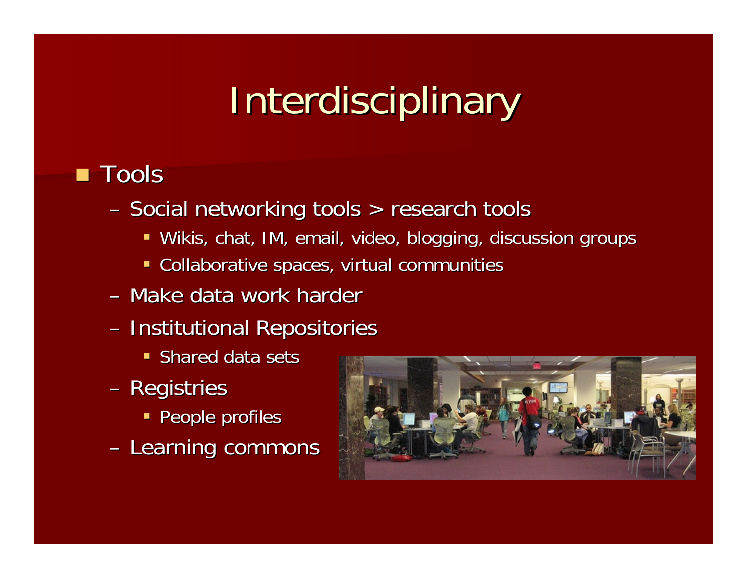# Interdisciplinary

- Tools
  - Social networking tools > research tools
    - Wikis, chat, IM, email, video, blogging, discussion groups
    - Collaborative spaces, virtual communities
  - Make data work harder
  - Institutional Repositories
    - Shared data sets
  - Registries
    - People profiles
  - Learning commons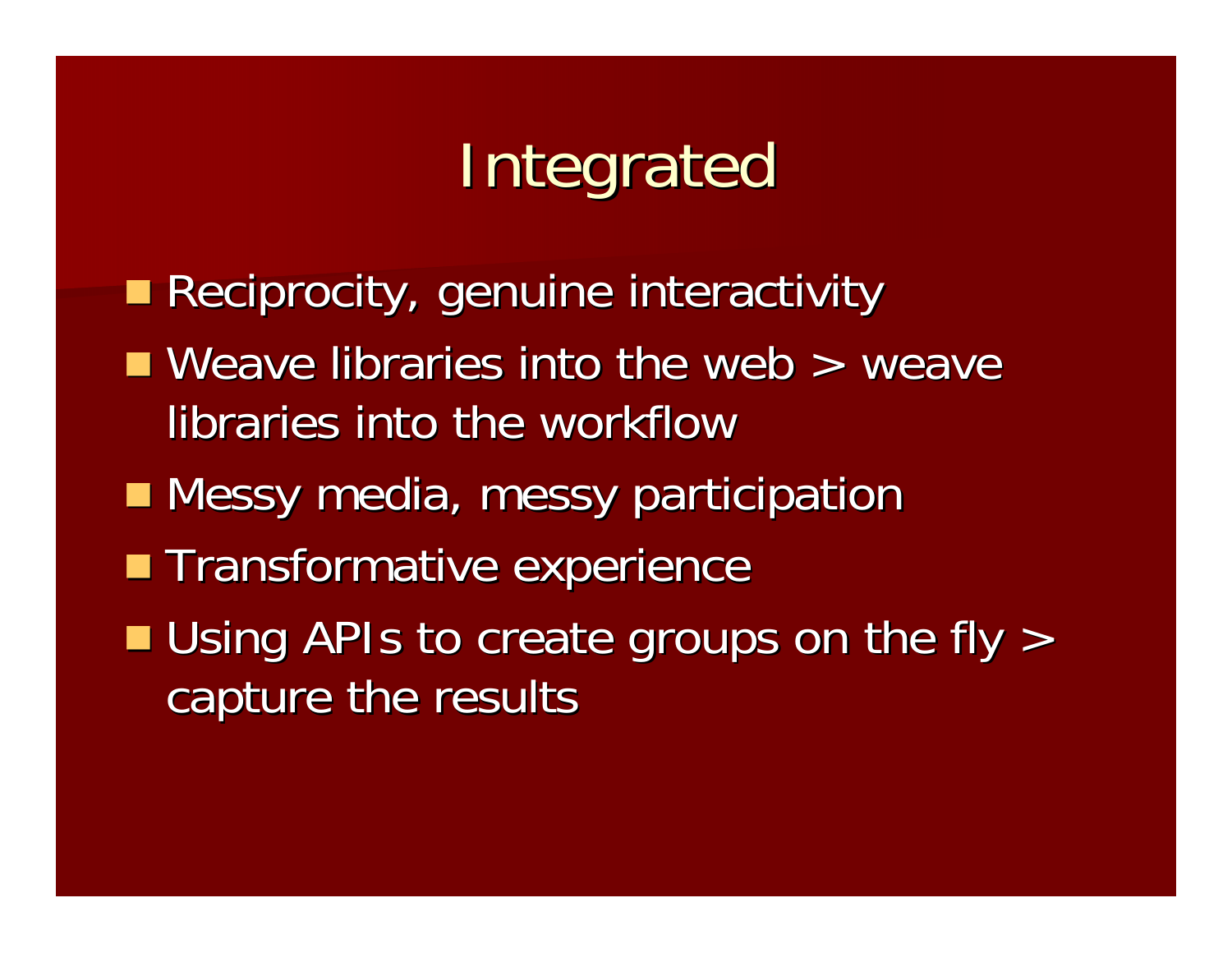# Integrated

- Reciprocity, genuine interactivity
- Weave libraries into the web > weave libraries into the workflow
- Messy media, messy participation
- Transformative experience
- Using APIs to create groups on the fly > capture the results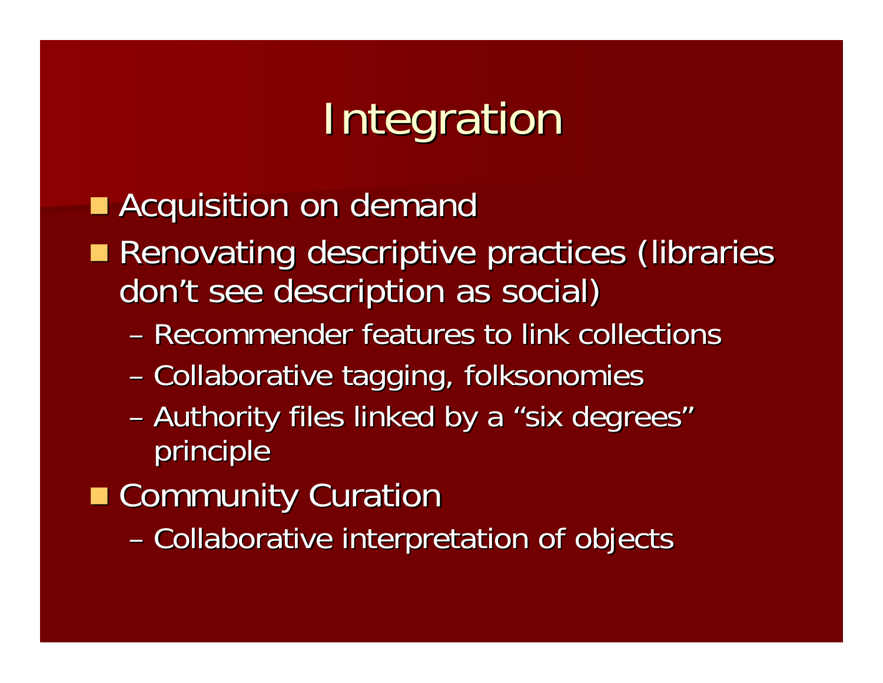# Integration

- Acquisition on demand
- Renovating descriptive practices (libraries don't see description as social)
  - Recommender features to link collections
  - Collaborative tagging, folksonomies
  - Authority files linked by a "six degrees" principle
- Community Curation
  - Collaborative interpretation of objects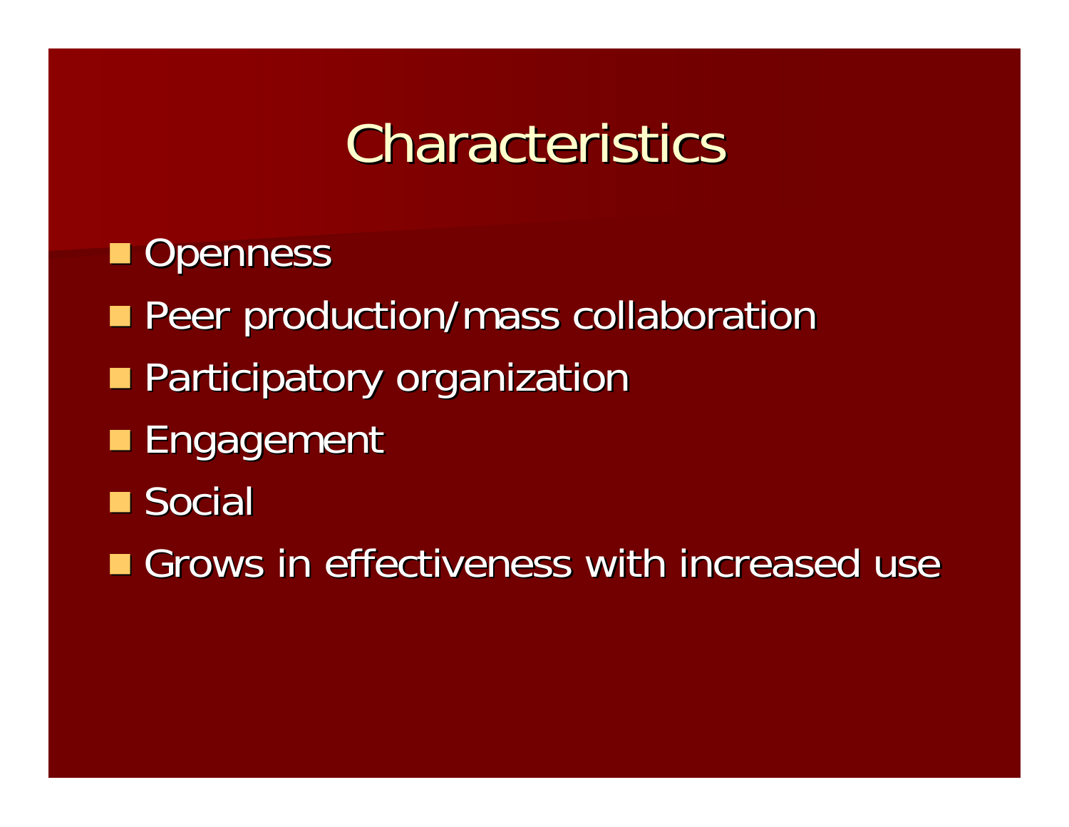# Characteristics

- Openness
- Peer production/mass collaboration
- Participatory organization
- Engagement
- Social
- Grows in effectiveness with increased use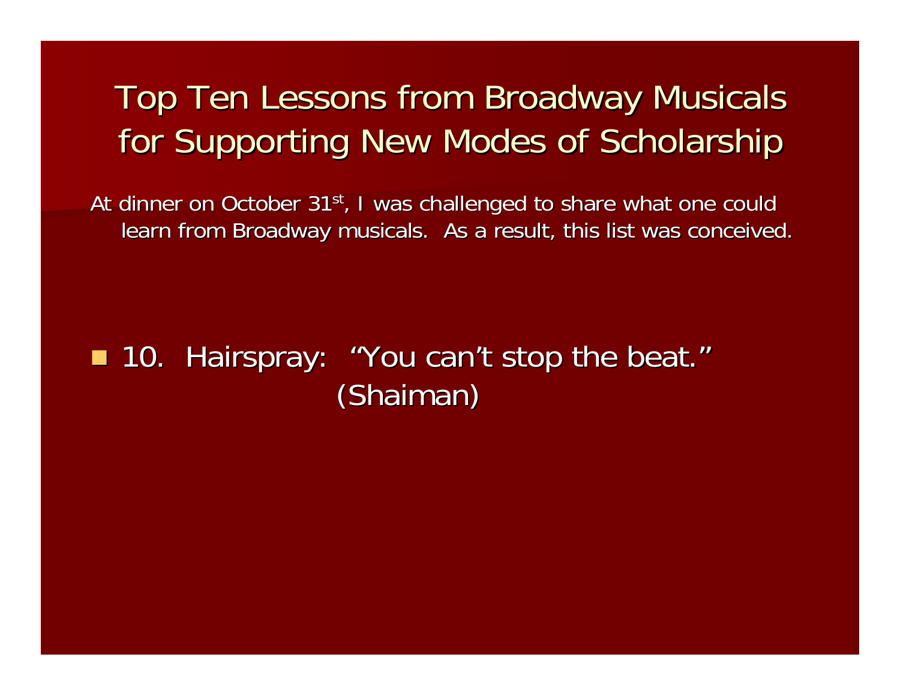# Top Ten Lessons from Broadway Musicals for Supporting New Modes of Scholarship

At dinner on October 31st, I was challenged to share what one could learn from Broadway musicals. As a result, this list was conceived.

- 10. Hairspray: "You can't stop the beat." (Shaiman)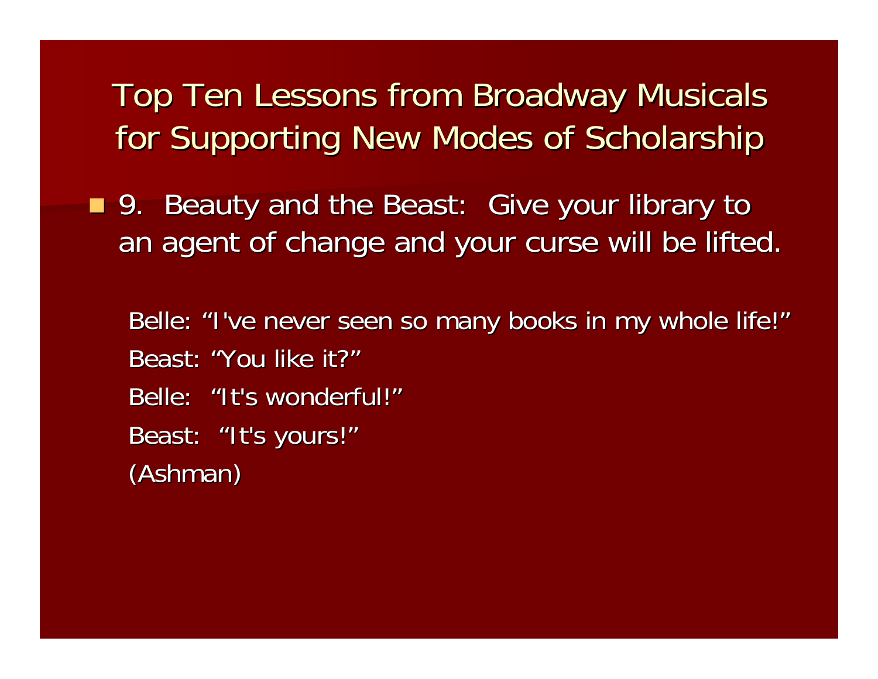# Top Ten Lessons from Broadway Musicals for Supporting New Modes of Scholarship

- 9. Beauty and the Beast: Give your library to an agent of change and your curse will be lifted.

  Belle: “I've never seen so many books in my whole life!”

  Beast: “You like it?”

  Belle: “It's wonderful!”

  Beast: “It's yours!”

  (Ashman)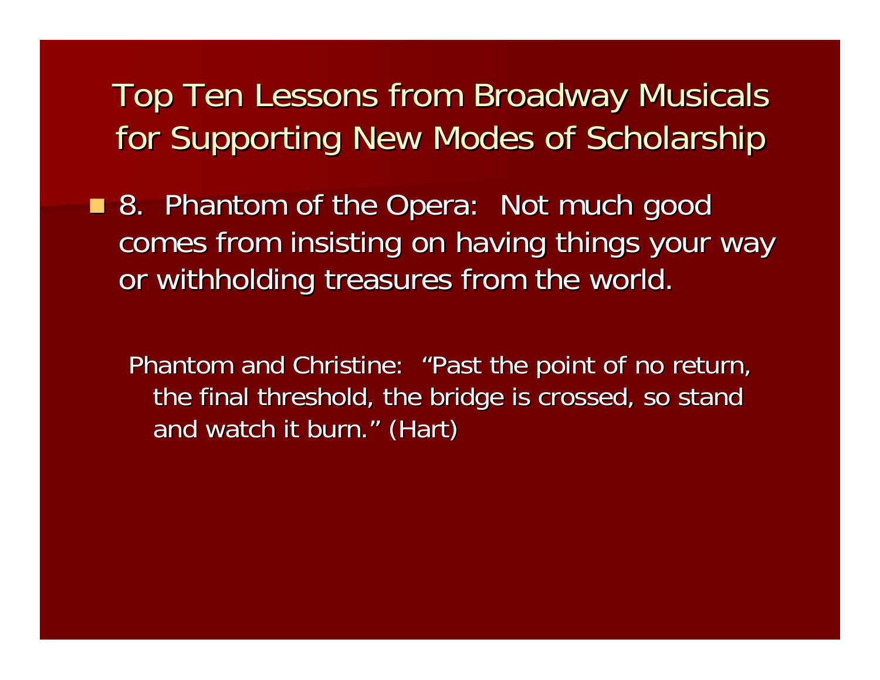# Top Ten Lessons from Broadway Musicals for Supporting New Modes of Scholarship

- 8. Phantom of the Opera: Not much good comes from insisting on having things your way or withholding treasures from the world.

  Phantom and Christine: "Past the point of no return, the final threshold, the bridge is crossed, so stand and watch it burn." (Hart)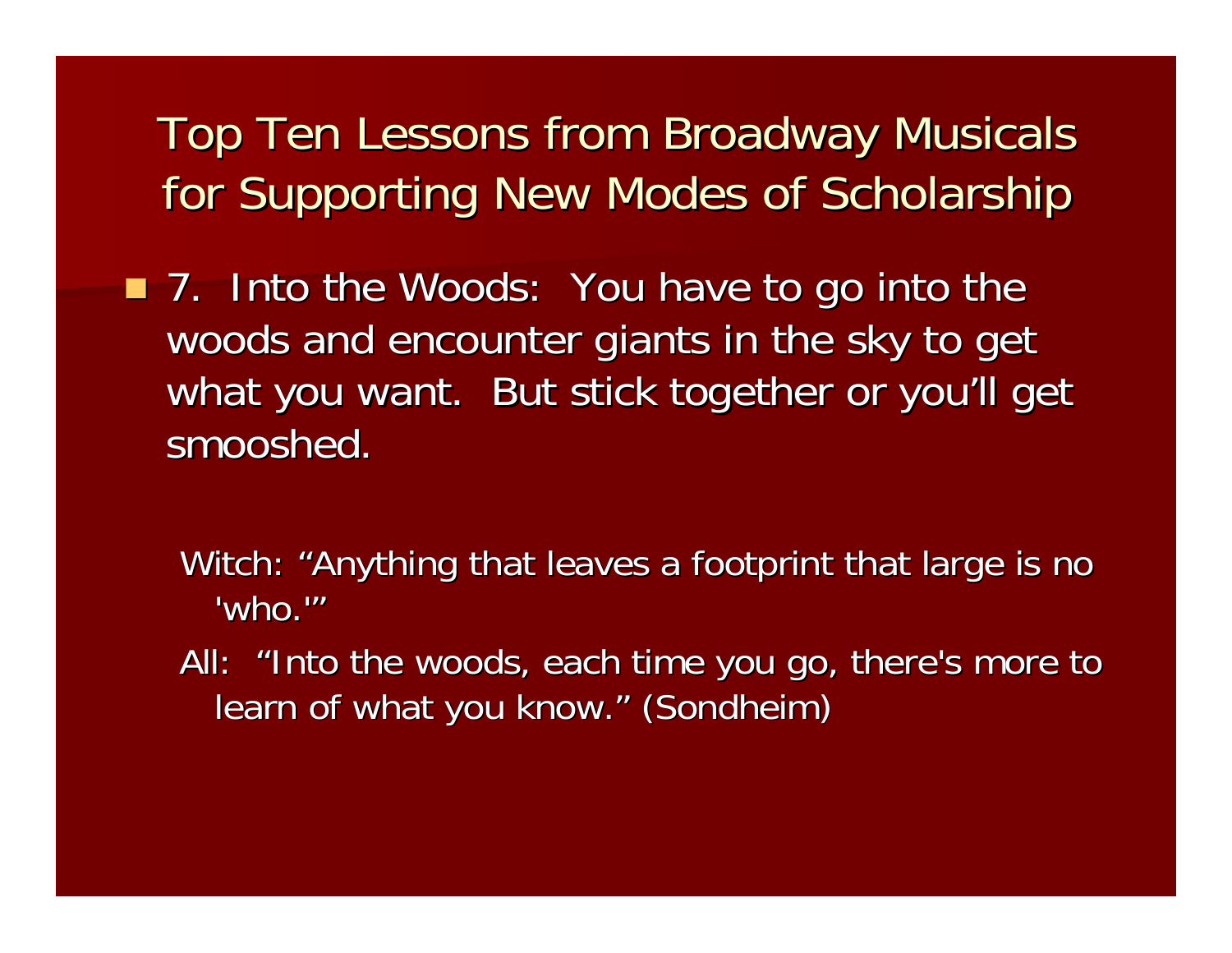# Top Ten Lessons from Broadway Musicals for Supporting New Modes of Scholarship

- 7. Into the Woods: You have to go into the woods and encounter giants in the sky to get what you want. But stick together or you'll get smooshed.

  Witch: "Anything that leaves a footprint that large is no 'who.'"

  All: "Into the woods, each time you go, there's more to learn of what you know." (Sondheim)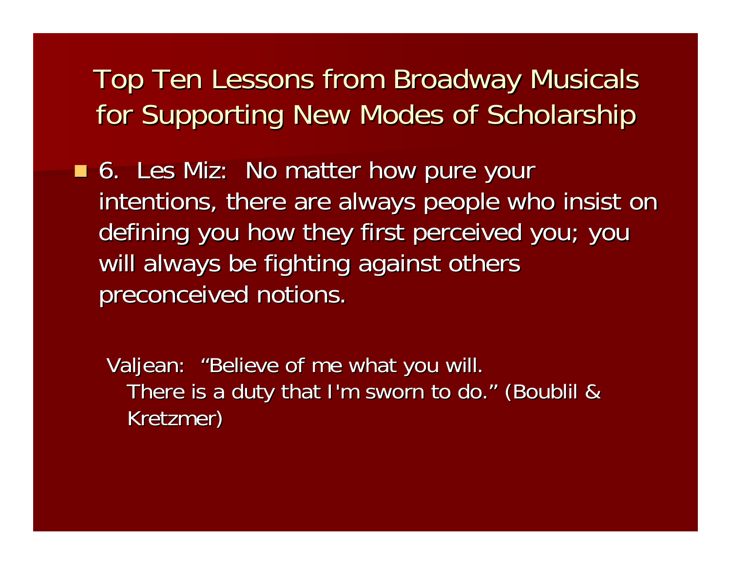# Top Ten Lessons from Broadway Musicals for Supporting New Modes of Scholarship

- 6. Les Miz: No matter how pure your intentions, there are always people who insist on defining you how they first perceived you; you will always be fighting against others preconceived notions.

  Valjean: "Believe of me what you will.
  There is a duty that I'm sworn to do." (Boublil & Kretzmer)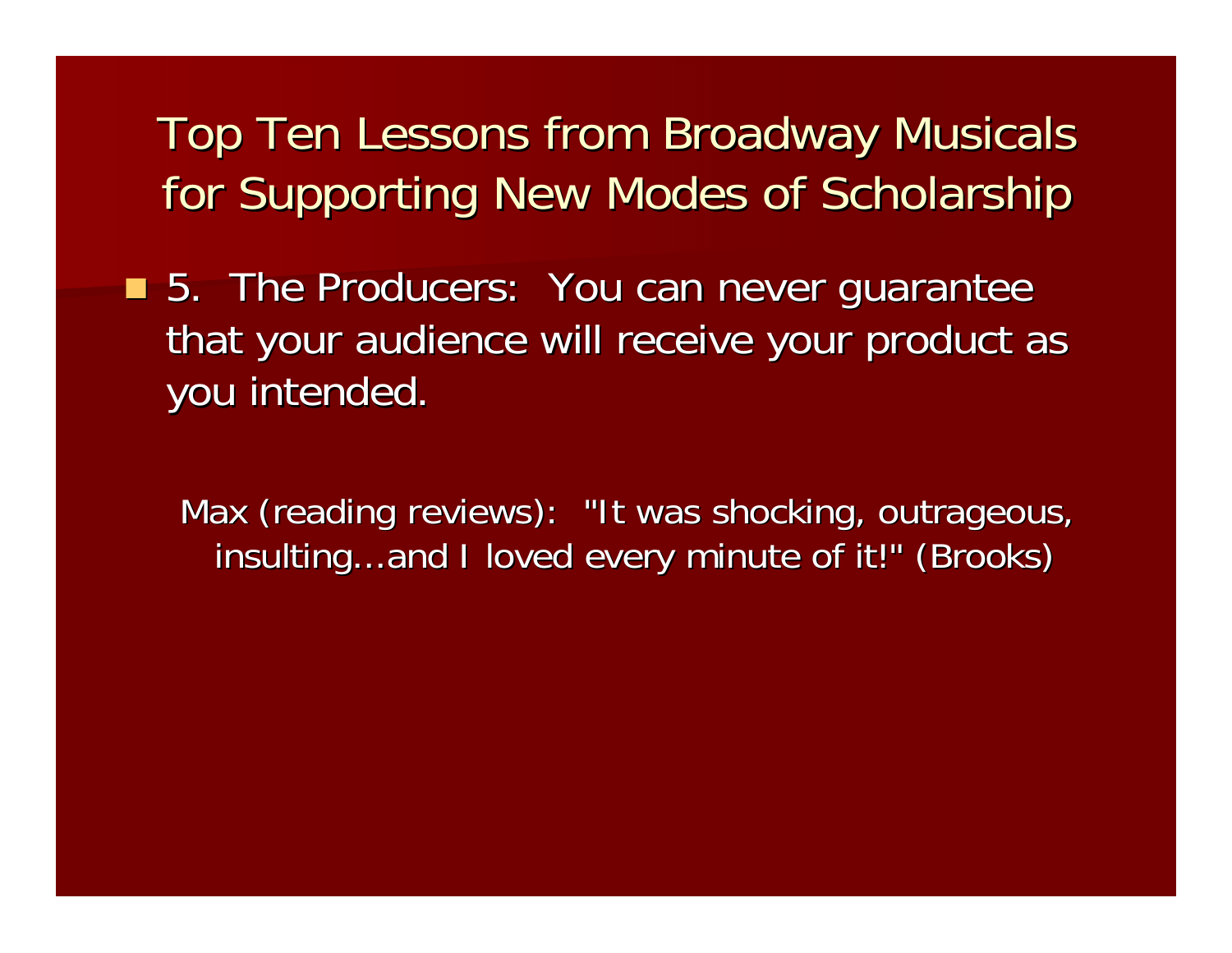# Top Ten Lessons from Broadway Musicals for Supporting New Modes of Scholarship

- 5. The Producers: You can never guarantee that your audience will receive your product as you intended.

  Max (reading reviews): "It was shocking, outrageous, insulting...and I loved every minute of it!" (Brooks)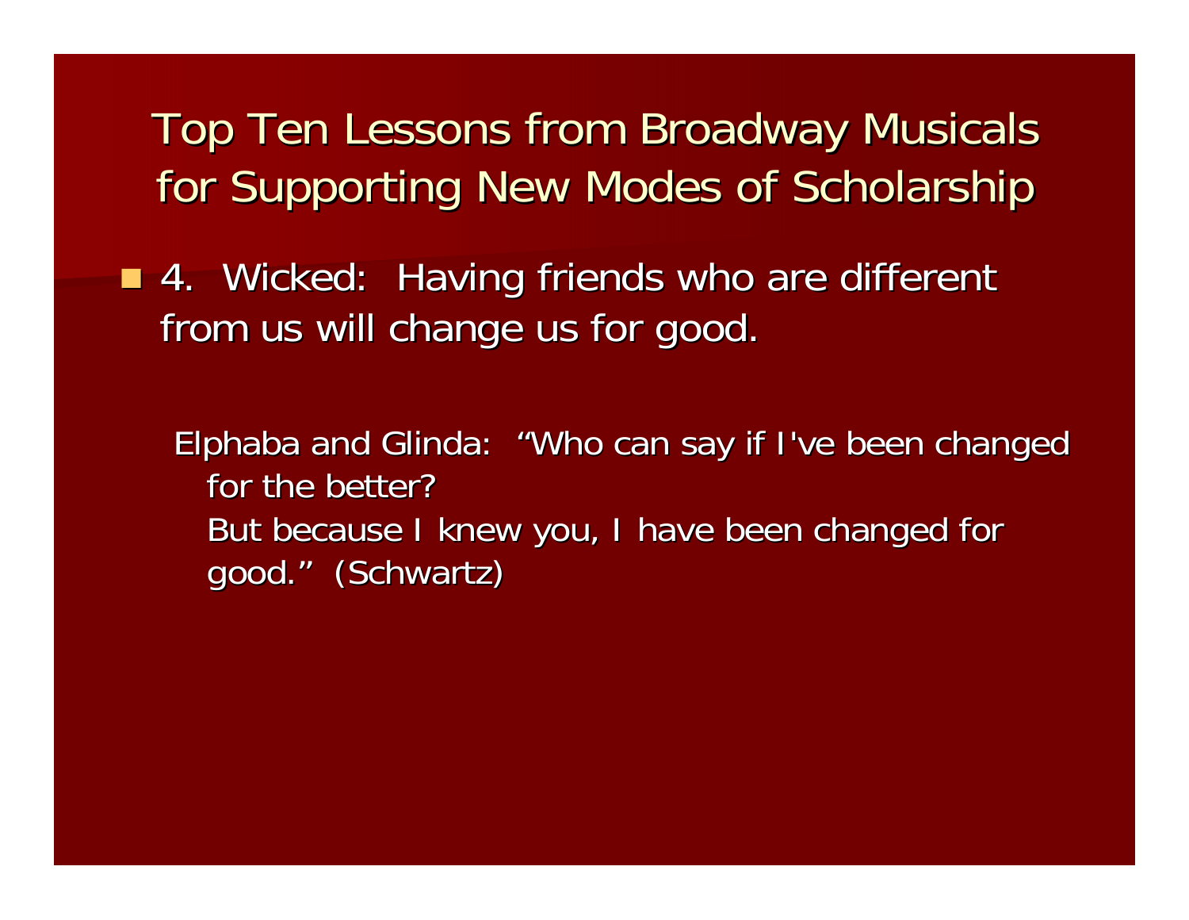# Top Ten Lessons from Broadway Musicals for Supporting New Modes of Scholarship

- 4. Wicked: Having friends who are different from us will change us for good.

  Elphaba and Glinda: "Who can say if I've been changed for the better?
  But because I knew you, I have been changed for good." (Schwartz)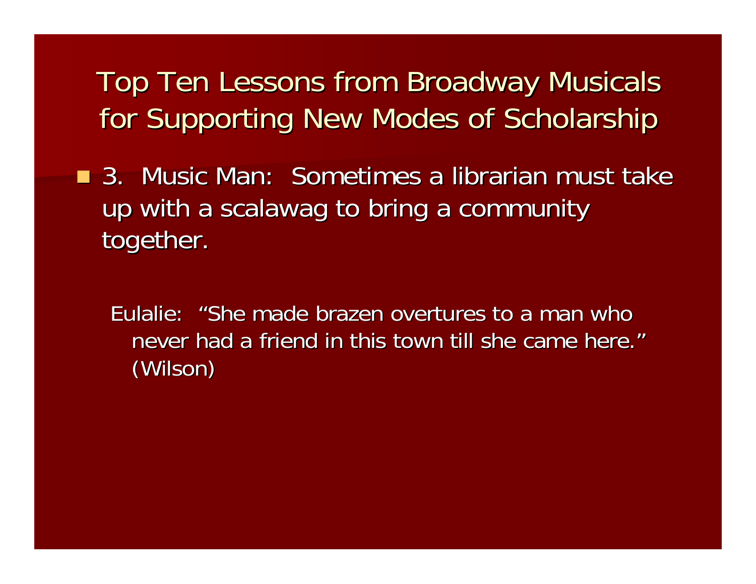# Top Ten Lessons from Broadway Musicals for Supporting New Modes of Scholarship

- 3. Music Man: Sometimes a librarian must take up with a scalawag to bring a community together.

  Eulalie: "She made brazen overtures to a man who never had a friend in this town till she came here." (Wilson)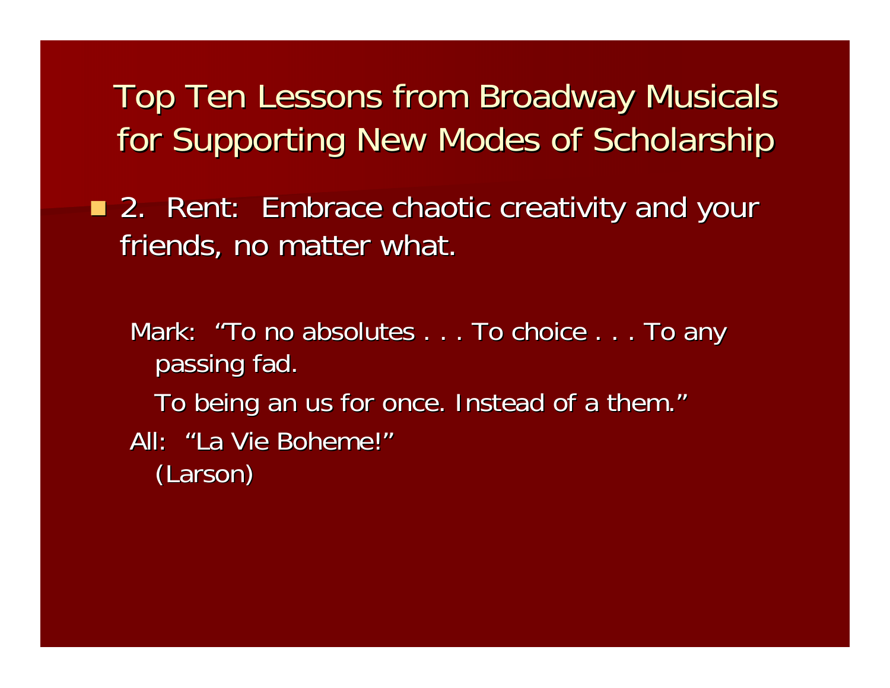# Top Ten Lessons from Broadway Musicals for Supporting New Modes of Scholarship

- 2. Rent: Embrace chaotic creativity and your friends, no matter what.

  Mark: "To no absolutes . . . To choice . . . To any passing fad.

  To being an us for once. Instead of a them."

  All: "La Vie Boheme!"

  (Larson)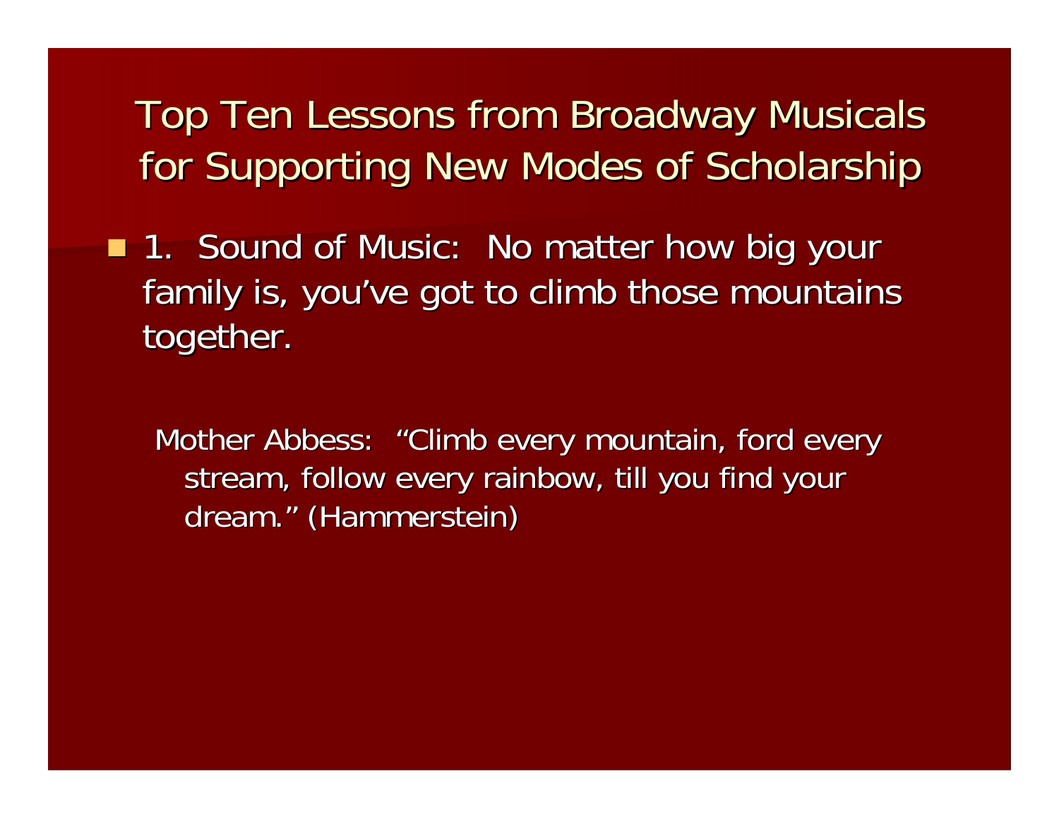# Top Ten Lessons from Broadway Musicals for Supporting New Modes of Scholarship

- 1. Sound of Music: No matter how big your family is, you've got to climb those mountains together.

Mother Abbess: "Climb every mountain, ford every stream, follow every rainbow, till you find your dream." (Hammerstein)